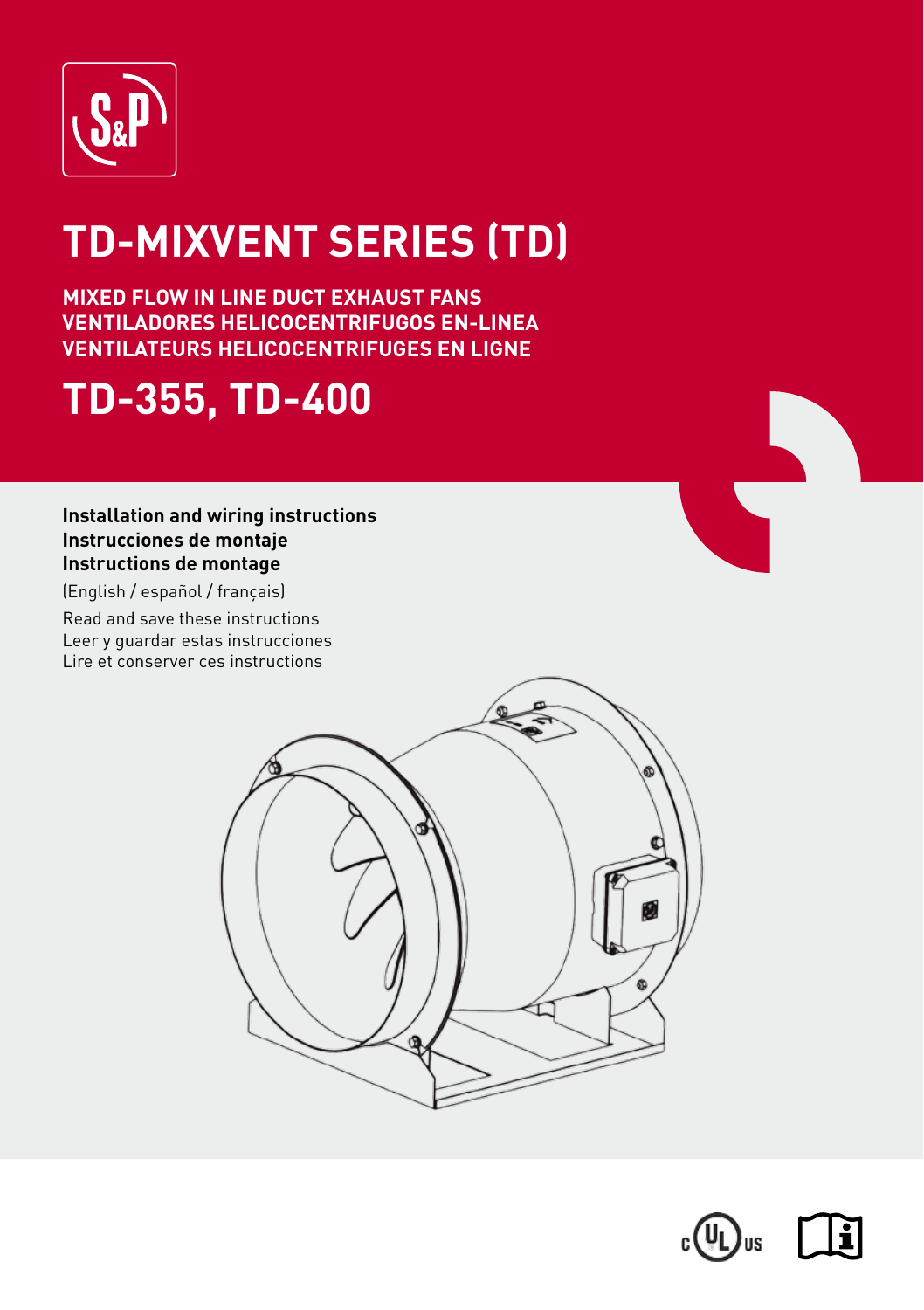# TD-MIXVENT SERIES (TD)

**MIXED FLOW IN LINE DUCT EXHAUST FANS**
**VENTILADORES HELICOCENTRIFUGOS EN-LINEA**
**VENTILATEURS HELICOCENTRIFUGES EN LIGNE**

# TD-355, TD-400

**Installation and wiring instructions**
**Instrucciones de montaje**
**Instructions de montage**

(English / español / français)

Read and save these instructions
Leer y guardar estas instrucciones
Lire et conserver ces instructions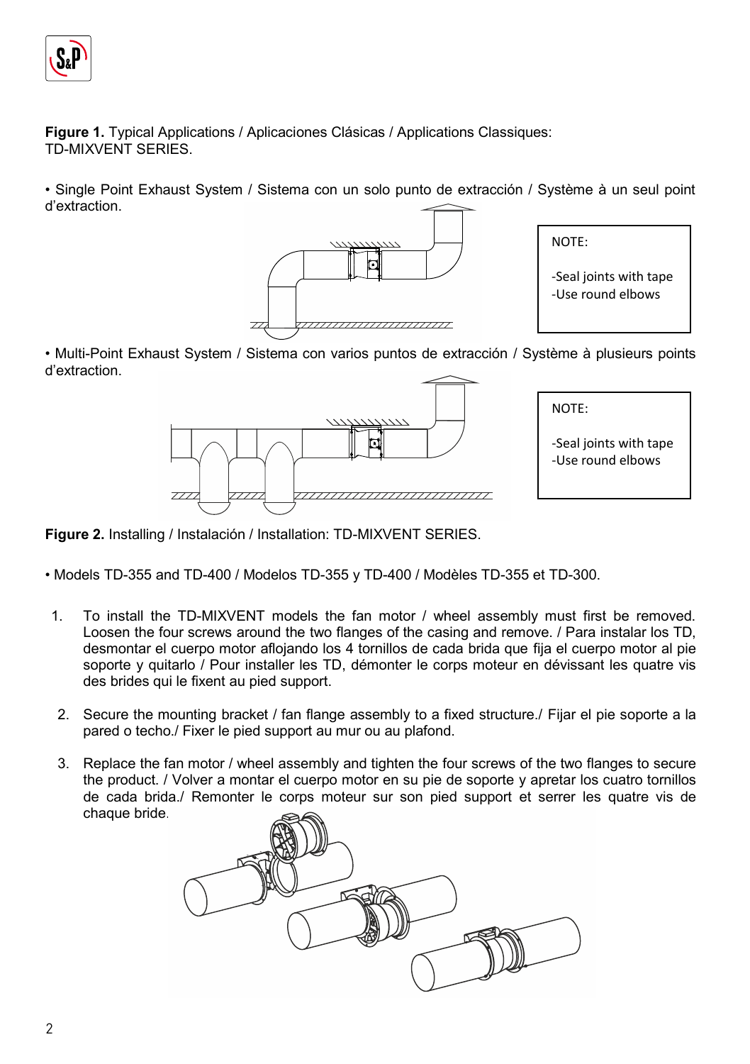**Figure 1.** Typical Applications / Aplicaciones Clásicas / Applications Classiques: TD-MIXVENT SERIES.

• Single Point Exhaust System / Sistema con un solo punto de extracción / Système à un seul point d'extraction.

NOTE:

-Seal joints with tape
-Use round elbows

• Multi-Point Exhaust System / Sistema con varios puntos de extracción / Système à plusieurs points d'extraction.

NOTE:

-Seal joints with tape
-Use round elbows

**Figure 2.** Installing / Instalación / Installation: TD-MIXVENT SERIES.

• Models TD-355 and TD-400 / Modelos TD-355 y TD-400 / Modèles TD-355 et TD-300.

1. To install the TD-MIXVENT models the fan motor / wheel assembly must first be removed. Loosen the four screws around the two flanges of the casing and remove. / Para instalar los TD, desmontar el cuerpo motor aflojando los 4 tornillos de cada brida que fija el cuerpo motor al pie soporte y quitarlo / Pour installer les TD, démonter le corps moteur en dévissant les quatre vis des brides qui le fixent au pied support.

2. Secure the mounting bracket / fan flange assembly to a fixed structure./ Fijar el pie soporte a la pared o techo./ Fixer le pied support au mur ou au plafond.

3. Replace the fan motor / wheel assembly and tighten the four screws of the two flanges to secure the product. / Volver a montar el cuerpo motor en su pie de soporte y apretar los cuatro tornillos de cada brida./ Remonter le corps moteur sur son pied support et serrer les quatre vis de chaque bride.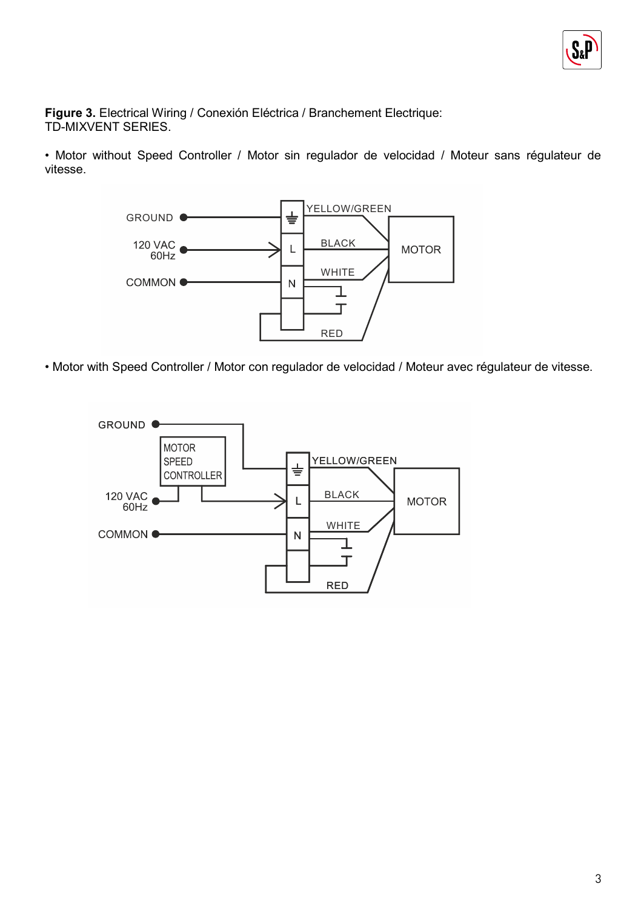**Figure 3.** Electrical Wiring / Conexión Eléctrica / Branchement Electrique:
TD-MIXVENT SERIES.

• Motor without Speed Controller / Motor sin regulador de velocidad / Moteur sans régulateur de vitesse.

• Motor with Speed Controller / Motor con regulador de velocidad / Moteur avec régulateur de vitesse.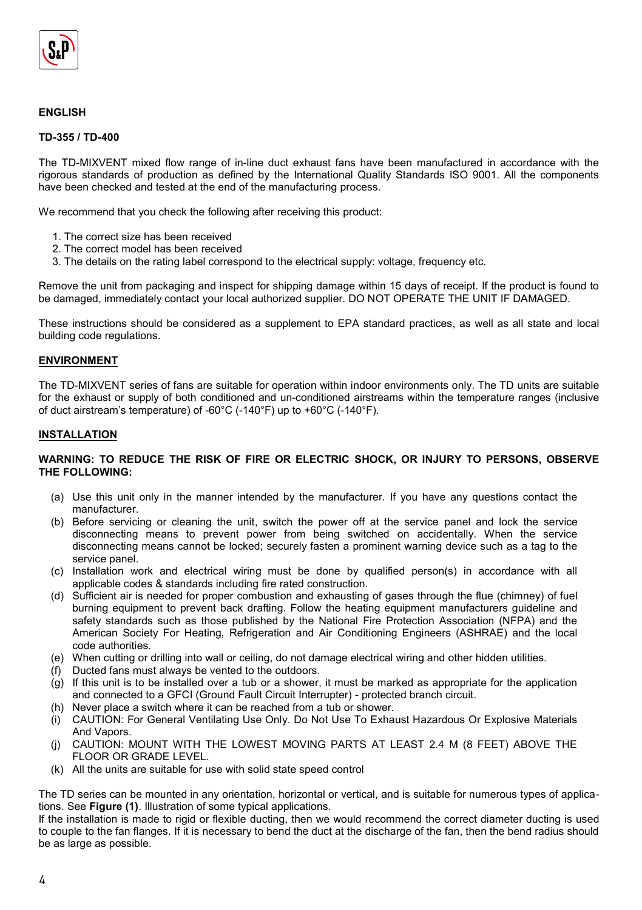**ENGLISH**

**TD-355 / TD-400**

The TD-MIXVENT mixed flow range of in-line duct exhaust fans have been manufactured in accordance with the rigorous standards of production as defined by the International Quality Standards ISO 9001. All the components have been checked and tested at the end of the manufacturing process.

We recommend that you check the following after receiving this product:

1. The correct size has been received
2. The correct model has been received
3. The details on the rating label correspond to the electrical supply: voltage, frequency etc.

Remove the unit from packaging and inspect for shipping damage within 15 days of receipt. If the product is found to be damaged, immediately contact your local authorized supplier. DO NOT OPERATE THE UNIT IF DAMAGED.

These instructions should be considered as a supplement to EPA standard practices, as well as all state and local building code regulations.

## ENVIRONMENT

The TD-MIXVENT series of fans are suitable for operation within indoor environments only. The TD units are suitable for the exhaust or supply of both conditioned and un-conditioned airstreams within the temperature ranges (inclusive of duct airstream's temperature) of -60°C (-140°F) up to +60°C (-140°F).

## INSTALLATION

**WARNING: TO REDUCE THE RISK OF FIRE OR ELECTRIC SHOCK, OR INJURY TO PERSONS, OBSERVE THE FOLLOWING:**

(a) Use this unit only in the manner intended by the manufacturer. If you have any questions contact the manufacturer.
(b) Before servicing or cleaning the unit, switch the power off at the service panel and lock the service disconnecting means to prevent power from being switched on accidentally. When the service disconnecting means cannot be locked; securely fasten a prominent warning device such as a tag to the service panel.
(c) Installation work and electrical wiring must be done by qualified person(s) in accordance with all applicable codes & standards including fire rated construction.
(d) Sufficient air is needed for proper combustion and exhausting of gases through the flue (chimney) of fuel burning equipment to prevent back drafting. Follow the heating equipment manufacturers guideline and safety standards such as those published by the National Fire Protection Association (NFPA) and the American Society For Heating, Refrigeration and Air Conditioning Engineers (ASHRAE) and the local code authorities.
(e) When cutting or drilling into wall or ceiling, do not damage electrical wiring and other hidden utilities.
(f) Ducted fans must always be vented to the outdoors.
(g) If this unit is to be installed over a tub or a shower, it must be marked as appropriate for the application and connected to a GFCI (Ground Fault Circuit Interrupter) - protected branch circuit.
(h) Never place a switch where it can be reached from a tub or shower.
(i) CAUTION: For General Ventilating Use Only. Do Not Use To Exhaust Hazardous Or Explosive Materials And Vapors.
(j) CAUTION: MOUNT WITH THE LOWEST MOVING PARTS AT LEAST 2.4 M (8 FEET) ABOVE THE FLOOR OR GRADE LEVEL.
(k) All the units are suitable for use with solid state speed control

The TD series can be mounted in any orientation, horizontal or vertical, and is suitable for numerous types of applications. See **Figure (1)**. Illustration of some typical applications.
If the installation is made to rigid or flexible ducting, then we would recommend the correct diameter ducting is used to couple to the fan flanges. If it is necessary to bend the duct at the discharge of the fan, then the bend radius should be as large as possible.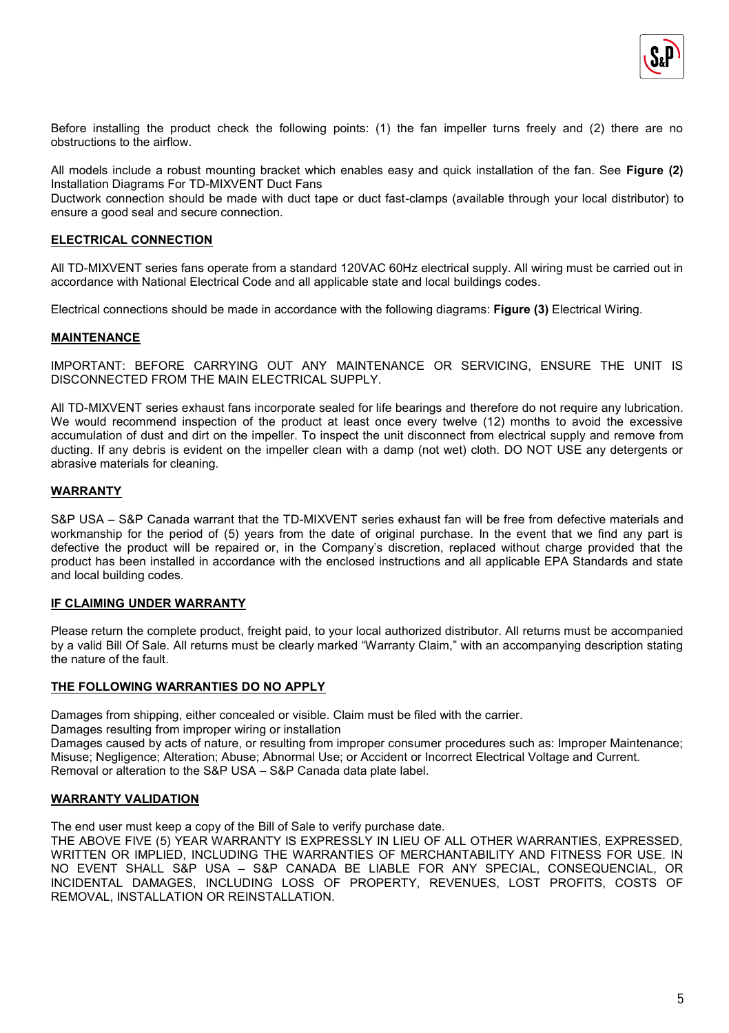Before installing the product check the following points: (1) the fan impeller turns freely and (2) there are no obstructions to the airflow.

All models include a robust mounting bracket which enables easy and quick installation of the fan. See **Figure (2)** Installation Diagrams For TD-MIXVENT Duct Fans
Ductwork connection should be made with duct tape or duct fast-clamps (available through your local distributor) to ensure a good seal and secure connection.

## ELECTRICAL CONNECTION

All TD-MIXVENT series fans operate from a standard 120VAC 60Hz electrical supply. All wiring must be carried out in accordance with National Electrical Code and all applicable state and local buildings codes.

Electrical connections should be made in accordance with the following diagrams: **Figure (3)** Electrical Wiring.

## MAINTENANCE

IMPORTANT: BEFORE CARRYING OUT ANY MAINTENANCE OR SERVICING, ENSURE THE UNIT IS DISCONNECTED FROM THE MAIN ELECTRICAL SUPPLY.

All TD-MIXVENT series exhaust fans incorporate sealed for life bearings and therefore do not require any lubrication. We would recommend inspection of the product at least once every twelve (12) months to avoid the excessive accumulation of dust and dirt on the impeller. To inspect the unit disconnect from electrical supply and remove from ducting. If any debris is evident on the impeller clean with a damp (not wet) cloth. DO NOT USE any detergents or abrasive materials for cleaning.

## WARRANTY

S&P USA – S&P Canada warrant that the TD-MIXVENT series exhaust fan will be free from defective materials and workmanship for the period of (5) years from the date of original purchase. In the event that we find any part is defective the product will be repaired or, in the Company's discretion, replaced without charge provided that the product has been installed in accordance with the enclosed instructions and all applicable EPA Standards and state and local building codes.

## IF CLAIMING UNDER WARRANTY

Please return the complete product, freight paid, to your local authorized distributor. All returns must be accompanied by a valid Bill Of Sale. All returns must be clearly marked "Warranty Claim," with an accompanying description stating the nature of the fault.

## THE FOLLOWING WARRANTIES DO NO APPLY

Damages from shipping, either concealed or visible. Claim must be filed with the carrier.
Damages resulting from improper wiring or installation
Damages caused by acts of nature, or resulting from improper consumer procedures such as: Improper Maintenance; Misuse; Negligence; Alteration; Abuse; Abnormal Use; or Accident or Incorrect Electrical Voltage and Current.
Removal or alteration to the S&P USA – S&P Canada data plate label.

## WARRANTY VALIDATION

The end user must keep a copy of the Bill of Sale to verify purchase date.
THE ABOVE FIVE (5) YEAR WARRANTY IS EXPRESSLY IN LIEU OF ALL OTHER WARRANTIES, EXPRESSED, WRITTEN OR IMPLIED, INCLUDING THE WARRANTIES OF MERCHANTABILITY AND FITNESS FOR USE. IN NO EVENT SHALL S&P USA – S&P CANADA BE LIABLE FOR ANY SPECIAL, CONSEQUENCIAL, OR INCIDENTAL DAMAGES, INCLUDING LOSS OF PROPERTY, REVENUES, LOST PROFITS, COSTS OF REMOVAL, INSTALLATION OR REINSTALLATION.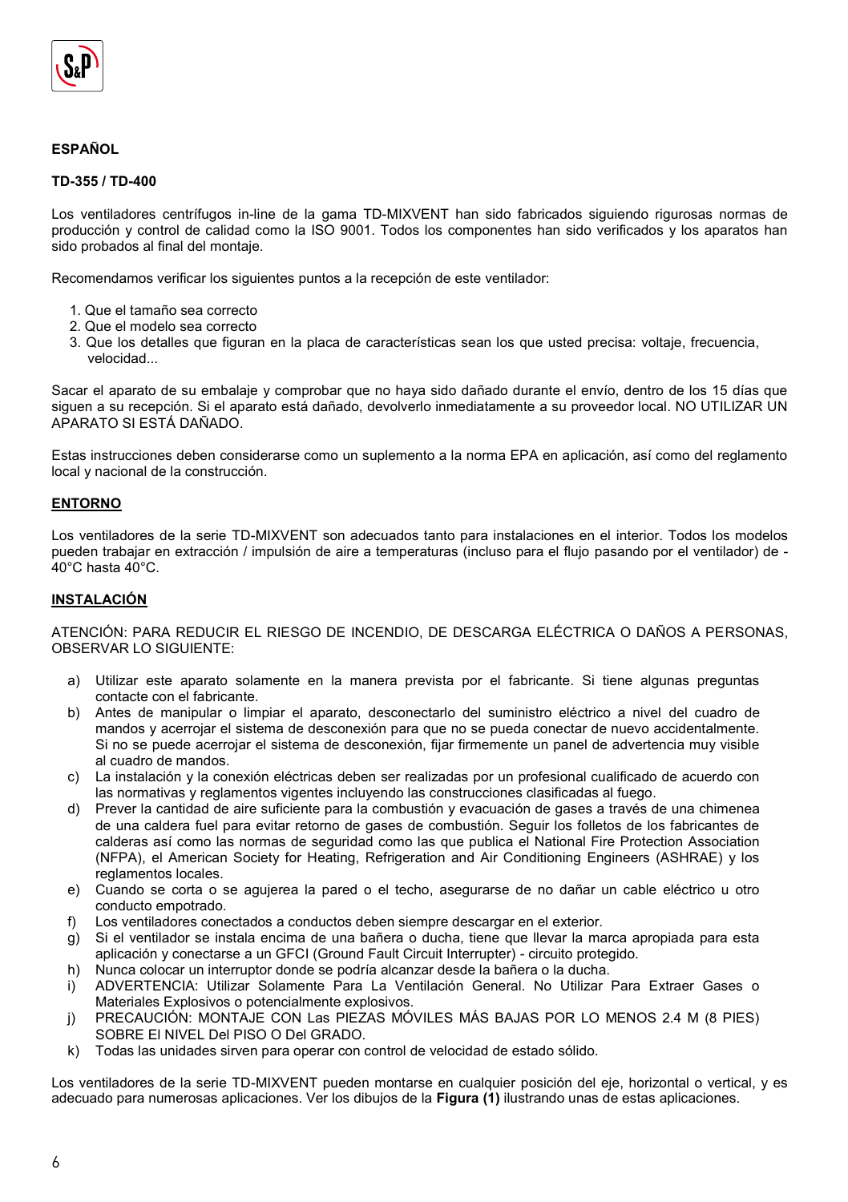**ESPAÑOL**

**TD-355 / TD-400**

Los ventiladores centrífugos in-line de la gama TD-MIXVENT han sido fabricados siguiendo rigurosas normas de producción y control de calidad como la ISO 9001. Todos los componentes han sido verificados y los aparatos han sido probados al final del montaje.

Recomendamos verificar los siguientes puntos a la recepción de este ventilador:

1. Que el tamaño sea correcto
2. Que el modelo sea correcto
3. Que los detalles que figuran en la placa de características sean los que usted precisa: voltaje, frecuencia, velocidad...

Sacar el aparato de su embalaje y comprobar que no haya sido dañado durante el envío, dentro de los 15 días que siguen a su recepción. Si el aparato está dañado, devolverlo inmediatamente a su proveedor local. NO UTILIZAR UN APARATO SI ESTÁ DAÑADO.

Estas instrucciones deben considerarse como un suplemento a la norma EPA en aplicación, así como del reglamento local y nacional de la construcción.

**ENTORNO**

Los ventiladores de la serie TD-MIXVENT son adecuados tanto para instalaciones en el interior. Todos los modelos pueden trabajar en extracción / impulsión de aire a temperaturas (incluso para el flujo pasando por el ventilador) de -40°C hasta 40°C.

**INSTALACIÓN**

ATENCIÓN: PARA REDUCIR EL RIESGO DE INCENDIO, DE DESCARGA ELÉCTRICA O DAÑOS A PERSONAS, OBSERVAR LO SIGUIENTE:

a) Utilizar este aparato solamente en la manera prevista por el fabricante. Si tiene algunas preguntas contacte con el fabricante.
b) Antes de manipular o limpiar el aparato, desconectarlo del suministro eléctrico a nivel del cuadro de mandos y acerrojar el sistema de desconexión para que no se pueda conectar de nuevo accidentalmente. Si no se puede acerrojar el sistema de desconexión, fijar firmemente un panel de advertencia muy visible al cuadro de mandos.
c) La instalación y la conexión eléctricas deben ser realizadas por un profesional cualificado de acuerdo con las normativas y reglamentos vigentes incluyendo las construcciones clasificadas al fuego.
d) Prever la cantidad de aire suficiente para la combustión y evacuación de gases a través de una chimenea de una caldera fuel para evitar retorno de gases de combustión. Seguir los folletos de los fabricantes de calderas así como las normas de seguridad como las que publica el National Fire Protection Association (NFPA), el American Society for Heating, Refrigeration and Air Conditioning Engineers (ASHRAE) y los reglamentos locales.
e) Cuando se corta o se agujerea la pared o el techo, asegurarse de no dañar un cable eléctrico u otro conducto empotrado.
f) Los ventiladores conectados a conductos deben siempre descargar en el exterior.
g) Si el ventilador se instala encima de una bañera o ducha, tiene que llevar la marca apropiada para esta aplicación y conectarse a un GFCI (Ground Fault Circuit Interrupter) - circuito protegido.
h) Nunca colocar un interruptor donde se podría alcanzar desde la bañera o la ducha.
i) ADVERTENCIA: Utilizar Solamente Para La Ventilación General. No Utilizar Para Extraer Gases o Materiales Explosivos o potencialmente explosivos.
j) PRECAUCIÓN: MONTAJE CON Las PIEZAS MÓVILES MÁS BAJAS POR LO MENOS 2.4 M (8 PIES) SOBRE El NIVEL Del PISO O Del GRADO.
k) Todas las unidades sirven para operar con control de velocidad de estado sólido.

Los ventiladores de la serie TD-MIXVENT pueden montarse en cualquier posición del eje, horizontal o vertical, y es adecuado para numerosas aplicaciones. Ver los dibujos de la **Figura (1)** ilustrando unas de estas aplicaciones.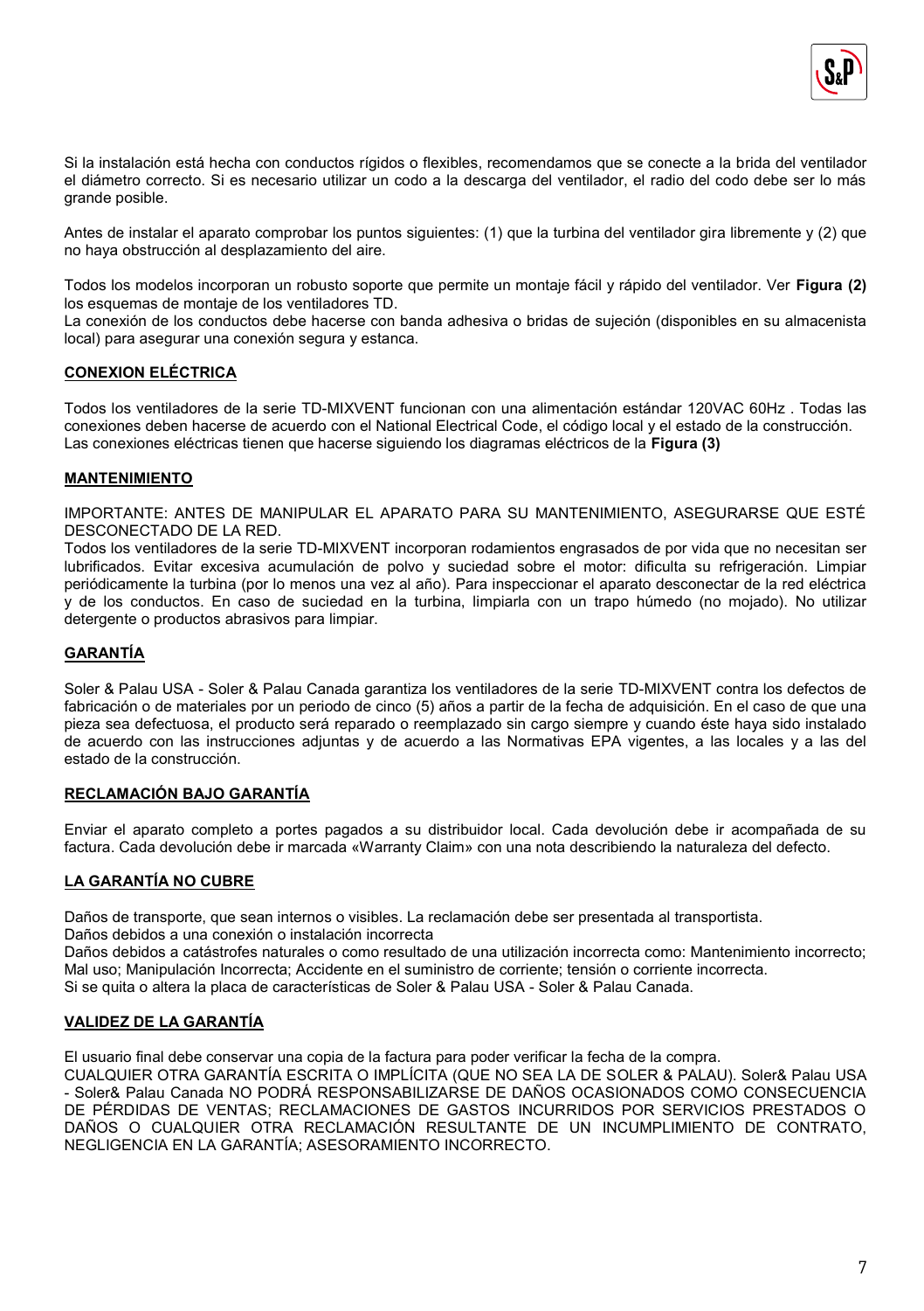Si la instalación está hecha con conductos rígidos o flexibles, recomendamos que se conecte a la brida del ventilador el diámetro correcto. Si es necesario utilizar un codo a la descarga del ventilador, el radio del codo debe ser lo más grande posible.

Antes de instalar el aparato comprobar los puntos siguientes: (1) que la turbina del ventilador gira libremente y (2) que no haya obstrucción al desplazamiento del aire.

Todos los modelos incorporan un robusto soporte que permite un montaje fácil y rápido del ventilador. Ver **Figura (2)** los esquemas de montaje de los ventiladores TD.
La conexión de los conductos debe hacerse con banda adhesiva o bridas de sujeción (disponibles en su almacenista local) para asegurar una conexión segura y estanca.

## CONEXION ELÉCTRICA

Todos los ventiladores de la serie TD-MIXVENT funcionan con una alimentación estándar 120VAC 60Hz . Todas las conexiones deben hacerse de acuerdo con el National Electrical Code, el código local y el estado de la construcción.
Las conexiones eléctricas tienen que hacerse siguiendo los diagramas eléctricos de la **Figura (3)**

## MANTENIMIENTO

IMPORTANTE: ANTES DE MANIPULAR EL APARATO PARA SU MANTENIMIENTO, ASEGURARSE QUE ESTÉ DESCONECTADO DE LA RED.
Todos los ventiladores de la serie TD-MIXVENT incorporan rodamientos engrasados de por vida que no necesitan ser lubrificados. Evitar excesiva acumulación de polvo y suciedad sobre el motor: dificulta su refrigeración. Limpiar periódicamente la turbina (por lo menos una vez al año). Para inspeccionar el aparato desconectar de la red eléctrica y de los conductos. En caso de suciedad en la turbina, limpiarla con un trapo húmedo (no mojado). No utilizar detergente o productos abrasivos para limpiar.

## GARANTÍA

Soler & Palau USA - Soler & Palau Canada garantiza los ventiladores de la serie TD-MIXVENT contra los defectos de fabricación o de materiales por un periodo de cinco (5) años a partir de la fecha de adquisición. En el caso de que una pieza sea defectuosa, el producto será reparado o reemplazado sin cargo siempre y cuando éste haya sido instalado de acuerdo con las instrucciones adjuntas y de acuerdo a las Normativas EPA vigentes, a las locales y a las del estado de la construcción.

## RECLAMACIÓN BAJO GARANTÍA

Enviar el aparato completo a portes pagados a su distribuidor local. Cada devolución debe ir acompañada de su factura. Cada devolución debe ir marcada «Warranty Claim» con una nota describiendo la naturaleza del defecto.

## LA GARANTÍA NO CUBRE

Daños de transporte, que sean internos o visibles. La reclamación debe ser presentada al transportista.
Daños debidos a una conexión o instalación incorrecta
Daños debidos a catástrofes naturales o como resultado de una utilización incorrecta como: Mantenimiento incorrecto; Mal uso; Manipulación Incorrecta; Accidente en el suministro de corriente; tensión o corriente incorrecta.
Si se quita o altera la placa de características de Soler & Palau USA - Soler & Palau Canada.

## VALIDEZ DE LA GARANTÍA

El usuario final debe conservar una copia de la factura para poder verificar la fecha de la compra.
CUALQUIER OTRA GARANTÍA ESCRITA O IMPLÍCITA (QUE NO SEA LA DE SOLER & PALAU). Soler& Palau USA - Soler& Palau Canada NO PODRÁ RESPONSABILIZARSE DE DAÑOS OCASIONADOS COMO CONSECUENCIA DE PÉRDIDAS DE VENTAS; RECLAMACIONES DE GASTOS INCURRIDOS POR SERVICIOS PRESTADOS O DAÑOS O CUALQUIER OTRA RECLAMACIÓN RESULTANTE DE UN INCUMPLIMIENTO DE CONTRATO, NEGLIGENCIA EN LA GARANTÍA; ASESORAMIENTO INCORRECTO.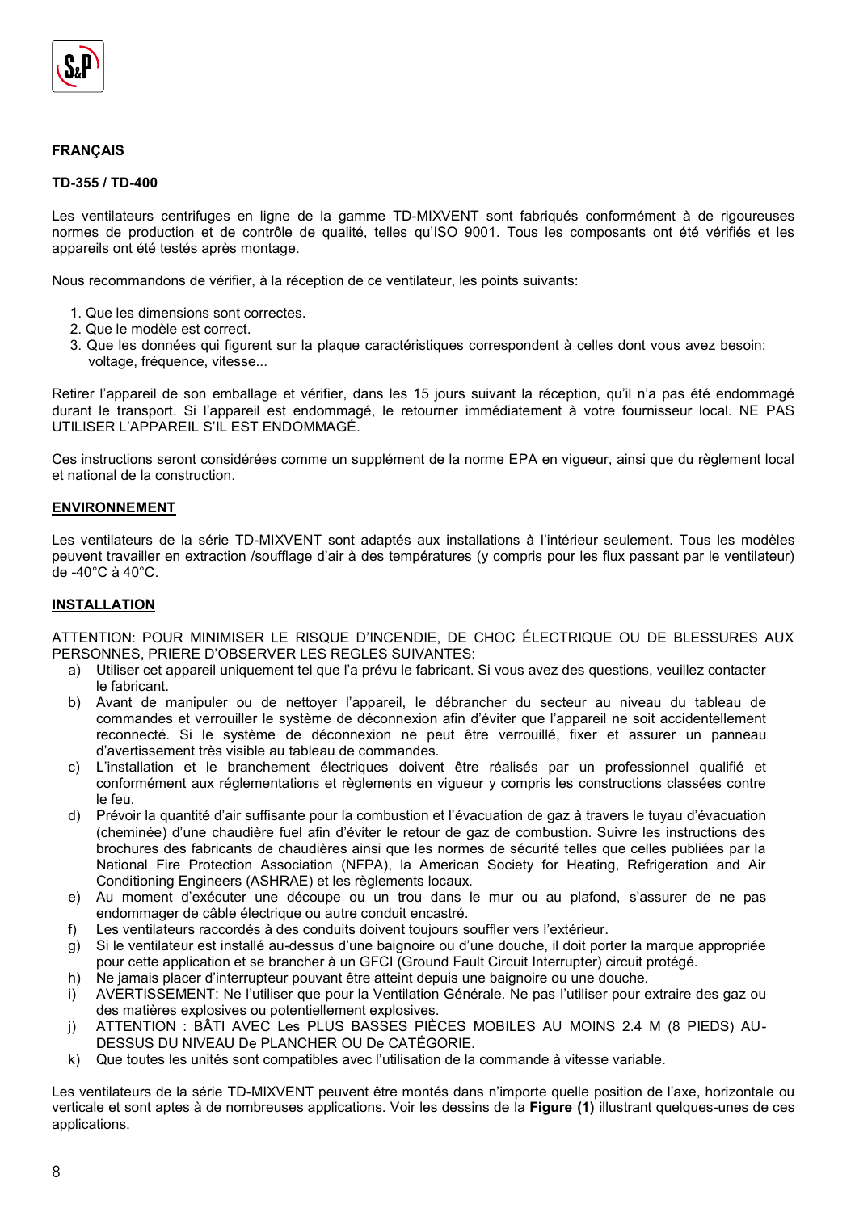**FRANÇAIS**

**TD-355 / TD-400**

Les ventilateurs centrifuges en ligne de la gamme TD-MIXVENT sont fabriqués conformément à de rigoureuses normes de production et de contrôle de qualité, telles qu'ISO 9001. Tous les composants ont été vérifiés et les appareils ont été testés après montage.

Nous recommandons de vérifier, à la réception de ce ventilateur, les points suivants:

1. Que les dimensions sont correctes.
2. Que le modèle est correct.
3. Que les données qui figurent sur la plaque caractéristiques correspondent à celles dont vous avez besoin: voltage, fréquence, vitesse...

Retirer l'appareil de son emballage et vérifier, dans les 15 jours suivant la réception, qu'il n'a pas été endommagé durant le transport. Si l'appareil est endommagé, le retourner immédiatement à votre fournisseur local. NE PAS UTILISER L'APPAREIL S'IL EST ENDOMMAGÉ.

Ces instructions seront considérées comme un supplément de la norme EPA en vigueur, ainsi que du règlement local et national de la construction.

**ENVIRONNEMENT**

Les ventilateurs de la série TD-MIXVENT sont adaptés aux installations à l'intérieur seulement. Tous les modèles peuvent travailler en extraction /soufflage d'air à des températures (y compris pour les flux passant par le ventilateur) de -40°C à 40°C.

**INSTALLATION**

ATTENTION: POUR MINIMISER LE RISQUE D'INCENDIE, DE CHOC ÉLECTRIQUE OU DE BLESSURES AUX PERSONNES, PRIERE D'OBSERVER LES REGLES SUIVANTES:

a) Utiliser cet appareil uniquement tel que l'a prévu le fabricant. Si vous avez des questions, veuillez contacter le fabricant.
b) Avant de manipuler ou de nettoyer l'appareil, le débrancher du secteur au niveau du tableau de commandes et verrouiller le système de déconnexion afin d'éviter que l'appareil ne soit accidentellement reconnecté. Si le système de déconnexion ne peut être verrouillé, fixer et assurer un panneau d'avertissement très visible au tableau de commandes.
c) L'installation et le branchement électriques doivent être réalisés par un professionnel qualifié et conformément aux réglementations et règlements en vigueur y compris les constructions classées contre le feu.
d) Prévoir la quantité d'air suffisante pour la combustion et l'évacuation de gaz à travers le tuyau d'évacuation (cheminée) d'une chaudière fuel afin d'éviter le retour de gaz de combustion. Suivre les instructions des brochures des fabricants de chaudières ainsi que les normes de sécurité telles que celles publiées par la National Fire Protection Association (NFPA), la American Society for Heating, Refrigeration and Air Conditioning Engineers (ASHRAE) et les règlements locaux.
e) Au moment d'exécuter une découpe ou un trou dans le mur ou au plafond, s'assurer de ne pas endommager de câble électrique ou autre conduit encastré.
f) Les ventilateurs raccordés à des conduits doivent toujours souffler vers l'extérieur.
g) Si le ventilateur est installé au-dessus d'une baignoire ou d'une douche, il doit porter la marque appropriée pour cette application et se brancher à un GFCI (Ground Fault Circuit Interrupter) circuit protégé.
h) Ne jamais placer d'interrupteur pouvant être atteint depuis une baignoire ou une douche.
i) AVERTISSEMENT: Ne l'utiliser que pour la Ventilation Générale. Ne pas l'utiliser pour extraire des gaz ou des matières explosives ou potentiellement explosives.
j) ATTENTION : BÂTI AVEC Les PLUS BASSES PIÈCES MOBILES AU MOINS 2.4 M (8 PIEDS) AU-DESSUS DU NIVEAU De PLANCHER OU De CATÉGORIE.
k) Que toutes les unités sont compatibles avec l'utilisation de la commande à vitesse variable.

Les ventilateurs de la série TD-MIXVENT peuvent être montés dans n'importe quelle position de l'axe, horizontale ou verticale et sont aptes à de nombreuses applications. Voir les dessins de la **Figure (1)** illustrant quelques-unes de ces applications.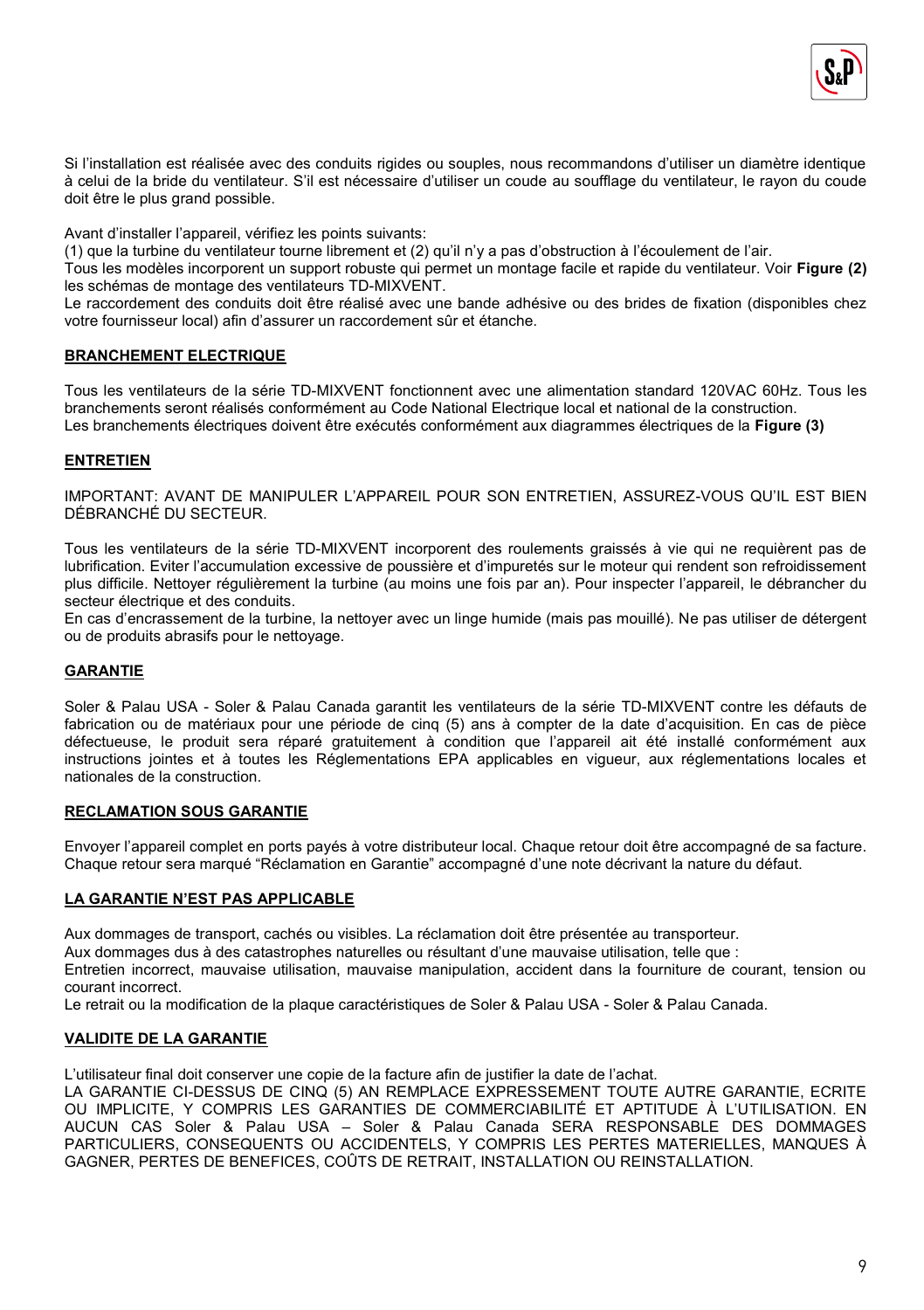Si l'installation est réalisée avec des conduits rigides ou souples, nous recommandons d'utiliser un diamètre identique à celui de la bride du ventilateur. S'il est nécessaire d'utiliser un coude au soufflage du ventilateur, le rayon du coude doit être le plus grand possible.

Avant d'installer l'appareil, vérifiez les points suivants:
(1) que la turbine du ventilateur tourne librement et (2) qu'il n'y a pas d'obstruction à l'écoulement de l'air.
Tous les modèles incorporent un support robuste qui permet un montage facile et rapide du ventilateur. Voir **Figure (2)** les schémas de montage des ventilateurs TD-MIXVENT.
Le raccordement des conduits doit être réalisé avec une bande adhésive ou des brides de fixation (disponibles chez votre fournisseur local) afin d'assurer un raccordement sûr et étanche.

## BRANCHEMENT ELECTRIQUE

Tous les ventilateurs de la série TD-MIXVENT fonctionnent avec une alimentation standard 120VAC 60Hz. Tous les branchements seront réalisés conformément au Code National Electrique local et national de la construction.
Les branchements électriques doivent être exécutés conformément aux diagrammes électriques de la **Figure (3)**

## ENTRETIEN

IMPORTANT: AVANT DE MANIPULER L'APPAREIL POUR SON ENTRETIEN, ASSUREZ-VOUS QU'IL EST BIEN DÉBRANCHÉ DU SECTEUR.

Tous les ventilateurs de la série TD-MIXVENT incorporent des roulements graissés à vie qui ne requièrent pas de lubrification. Eviter l'accumulation excessive de poussière et d'impuretés sur le moteur qui rendent son refroidissement plus difficile. Nettoyer régulièrement la turbine (au moins une fois par an). Pour inspecter l'appareil, le débrancher du secteur électrique et des conduits.
En cas d'encrassement de la turbine, la nettoyer avec un linge humide (mais pas mouillé). Ne pas utiliser de détergent ou de produits abrasifs pour le nettoyage.

## GARANTIE

Soler & Palau USA - Soler & Palau Canada garantit les ventilateurs de la série TD-MIXVENT contre les défauts de fabrication ou de matériaux pour une période de cinq (5) ans à compter de la date d'acquisition. En cas de pièce défectueuse, le produit sera réparé gratuitement à condition que l'appareil ait été installé conformément aux instructions jointes et à toutes les Réglementations EPA applicables en vigueur, aux réglementations locales et nationales de la construction.

## RECLAMATION SOUS GARANTIE

Envoyer l'appareil complet en ports payés à votre distributeur local. Chaque retour doit être accompagné de sa facture. Chaque retour sera marqué "Réclamation en Garantie" accompagné d'une note décrivant la nature du défaut.

## LA GARANTIE N'EST PAS APPLICABLE

Aux dommages de transport, cachés ou visibles. La réclamation doit être présentée au transporteur.
Aux dommages dus à des catastrophes naturelles ou résultant d'une mauvaise utilisation, telle que :
Entretien incorrect, mauvaise utilisation, mauvaise manipulation, accident dans la fourniture de courant, tension ou courant incorrect.
Le retrait ou la modification de la plaque caractéristiques de Soler & Palau USA - Soler & Palau Canada.

## VALIDITE DE LA GARANTIE

L'utilisateur final doit conserver une copie de la facture afin de justifier la date de l'achat.
LA GARANTIE CI-DESSUS DE CINQ (5) AN REMPLACE EXPRESSEMENT TOUTE AUTRE GARANTIE, ECRITE OU IMPLICITE, Y COMPRIS LES GARANTIES DE COMMERCIABILITÉ ET APTITUDE À L'UTILISATION. EN AUCUN CAS Soler & Palau USA – Soler & Palau Canada SERA RESPONSABLE DES DOMMAGES PARTICULIERS, CONSEQUENTS OU ACCIDENTELS, Y COMPRIS LES PERTES MATERIELLES, MANQUES À GAGNER, PERTES DE BENEFICES, COÛTS DE RETRAIT, INSTALLATION OU REINSTALLATION.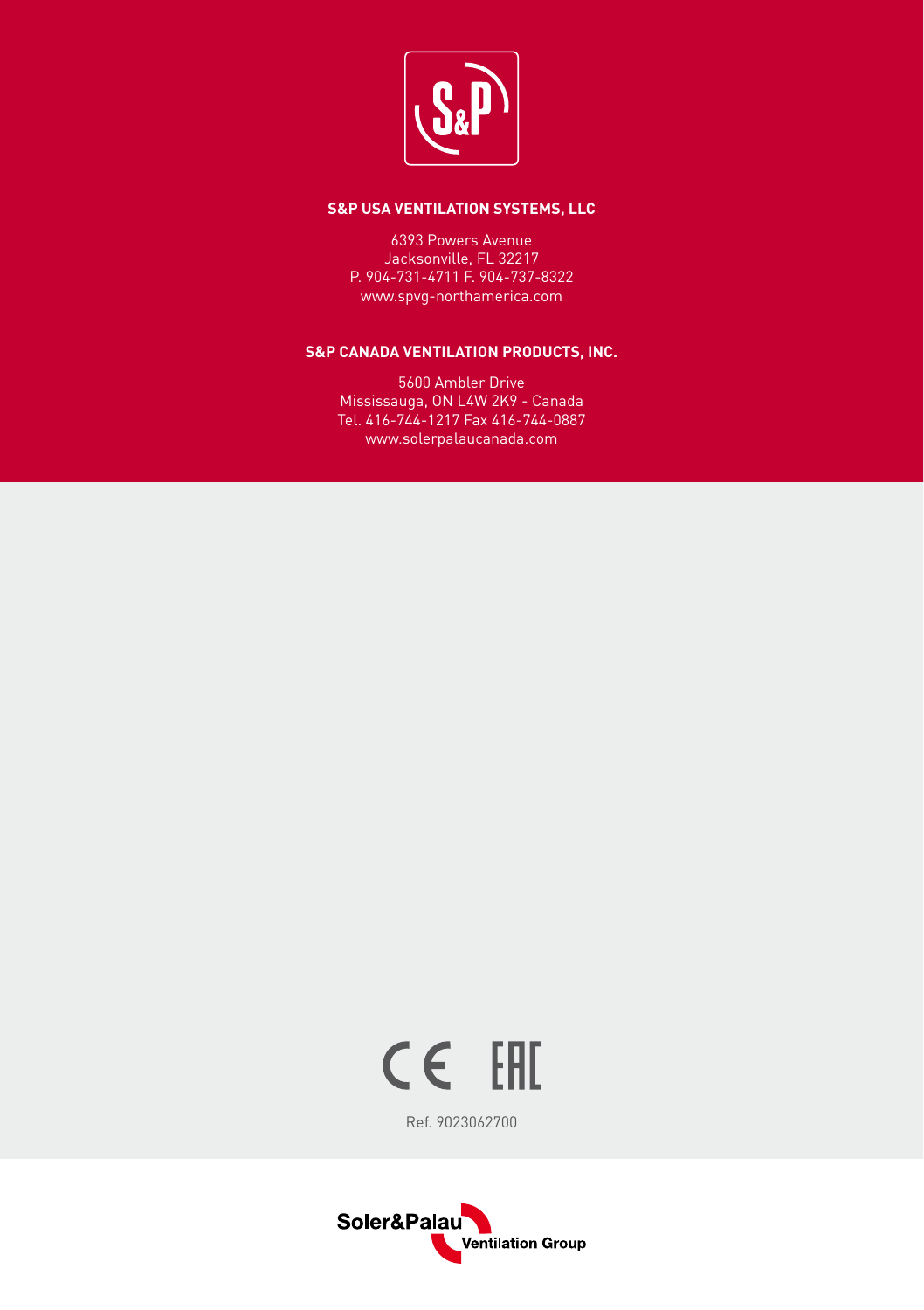**S&P USA VENTILATION SYSTEMS, LLC**

6393 Powers Avenue
Jacksonville, FL 32217
P. 904-731-4711 F. 904-737-8322
www.spvg-northamerica.com

**S&P CANADA VENTILATION PRODUCTS, INC.**

5600 Ambler Drive
Mississauga, ON L4W 2K9 - Canada
Tel. 416-744-1217 Fax 416-744-0887
www.solerpalaucanada.com

Ref. 9023062700

Soler&Palau Ventilation Group